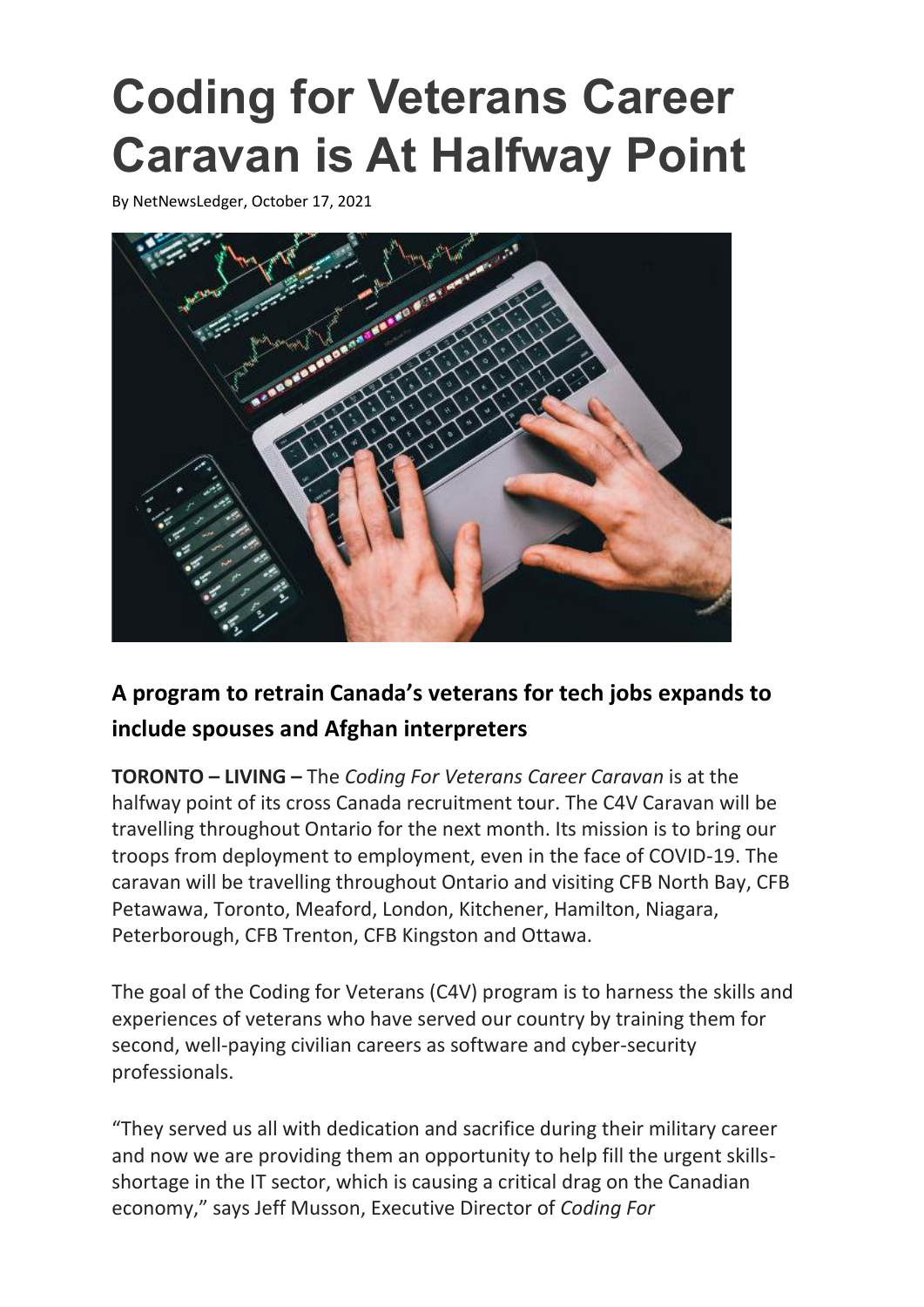# Coding for Veterans Career Caravan is At Halfway Point

By NetNewsLedger, October 17, 2021

## A program to retrain Canada's veterans for tech jobs expands to include spouses and Afghan interpreters

**TORONTO – LIVING –** The *Coding For Veterans Career Caravan* is at the halfway point of its cross Canada recruitment tour. The C4V Caravan will be travelling throughout Ontario for the next month. Its mission is to bring our troops from deployment to employment, even in the face of COVID-19. The caravan will be travelling throughout Ontario and visiting CFB North Bay, CFB Petawawa, Toronto, Meaford, London, Kitchener, Hamilton, Niagara, Peterborough, CFB Trenton, CFB Kingston and Ottawa.

The goal of the Coding for Veterans (C4V) program is to harness the skills and experiences of veterans who have served our country by training them for second, well-paying civilian careers as software and cyber-security professionals.

"They served us all with dedication and sacrifice during their military career and now we are providing them an opportunity to help fill the urgent skills-shortage in the IT sector, which is causing a critical drag on the Canadian economy," says Jeff Musson, Executive Director of *Coding For*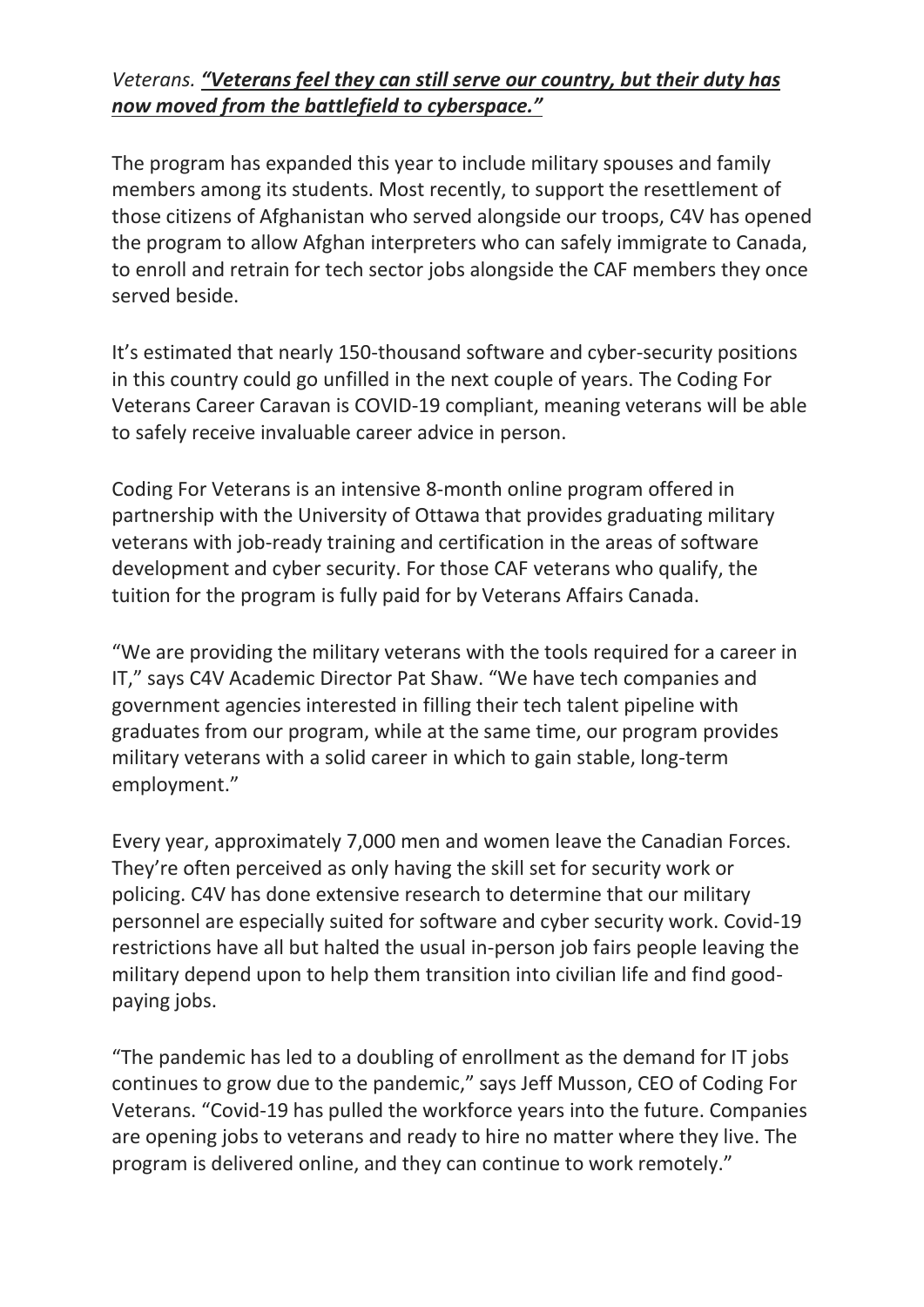*Veterans.* ***<u>"Veterans feel they can still serve our country, but their duty has now moved from the battlefield to cyberspace."</u>***

The program has expanded this year to include military spouses and family members among its students. Most recently, to support the resettlement of those citizens of Afghanistan who served alongside our troops, C4V has opened the program to allow Afghan interpreters who can safely immigrate to Canada, to enroll and retrain for tech sector jobs alongside the CAF members they once served beside.

It's estimated that nearly 150-thousand software and cyber-security positions in this country could go unfilled in the next couple of years. The Coding For Veterans Career Caravan is COVID-19 compliant, meaning veterans will be able to safely receive invaluable career advice in person.

Coding For Veterans is an intensive 8-month online program offered in partnership with the University of Ottawa that provides graduating military veterans with job-ready training and certification in the areas of software development and cyber security. For those CAF veterans who qualify, the tuition for the program is fully paid for by Veterans Affairs Canada.

"We are providing the military veterans with the tools required for a career in IT," says C4V Academic Director Pat Shaw. "We have tech companies and government agencies interested in filling their tech talent pipeline with graduates from our program, while at the same time, our program provides military veterans with a solid career in which to gain stable, long-term employment."

Every year, approximately 7,000 men and women leave the Canadian Forces. They're often perceived as only having the skill set for security work or policing. C4V has done extensive research to determine that our military personnel are especially suited for software and cyber security work. Covid-19 restrictions have all but halted the usual in-person job fairs people leaving the military depend upon to help them transition into civilian life and find good-paying jobs.

"The pandemic has led to a doubling of enrollment as the demand for IT jobs continues to grow due to the pandemic," says Jeff Musson, CEO of Coding For Veterans. "Covid-19 has pulled the workforce years into the future. Companies are opening jobs to veterans and ready to hire no matter where they live. The program is delivered online, and they can continue to work remotely."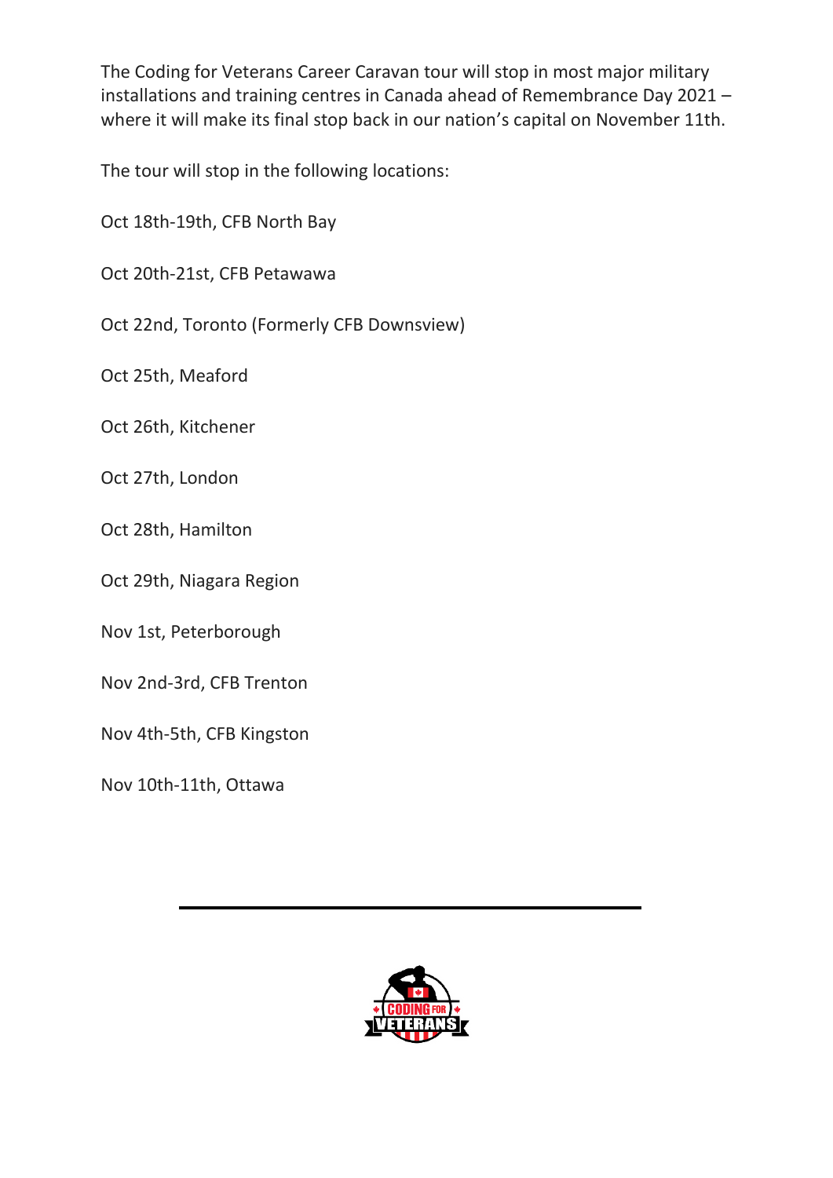The Coding for Veterans Career Caravan tour will stop in most major military installations and training centres in Canada ahead of Remembrance Day 2021 – where it will make its final stop back in our nation's capital on November 11th.

The tour will stop in the following locations:

Oct 18th-19th, CFB North Bay

Oct 20th-21st, CFB Petawawa

Oct 22nd, Toronto (Formerly CFB Downsview)

Oct 25th, Meaford

Oct 26th, Kitchener

Oct 27th, London

Oct 28th, Hamilton

Oct 29th, Niagara Region

Nov 1st, Peterborough

Nov 2nd-3rd, CFB Trenton

Nov 4th-5th, CFB Kingston

Nov 10th-11th, Ottawa

---